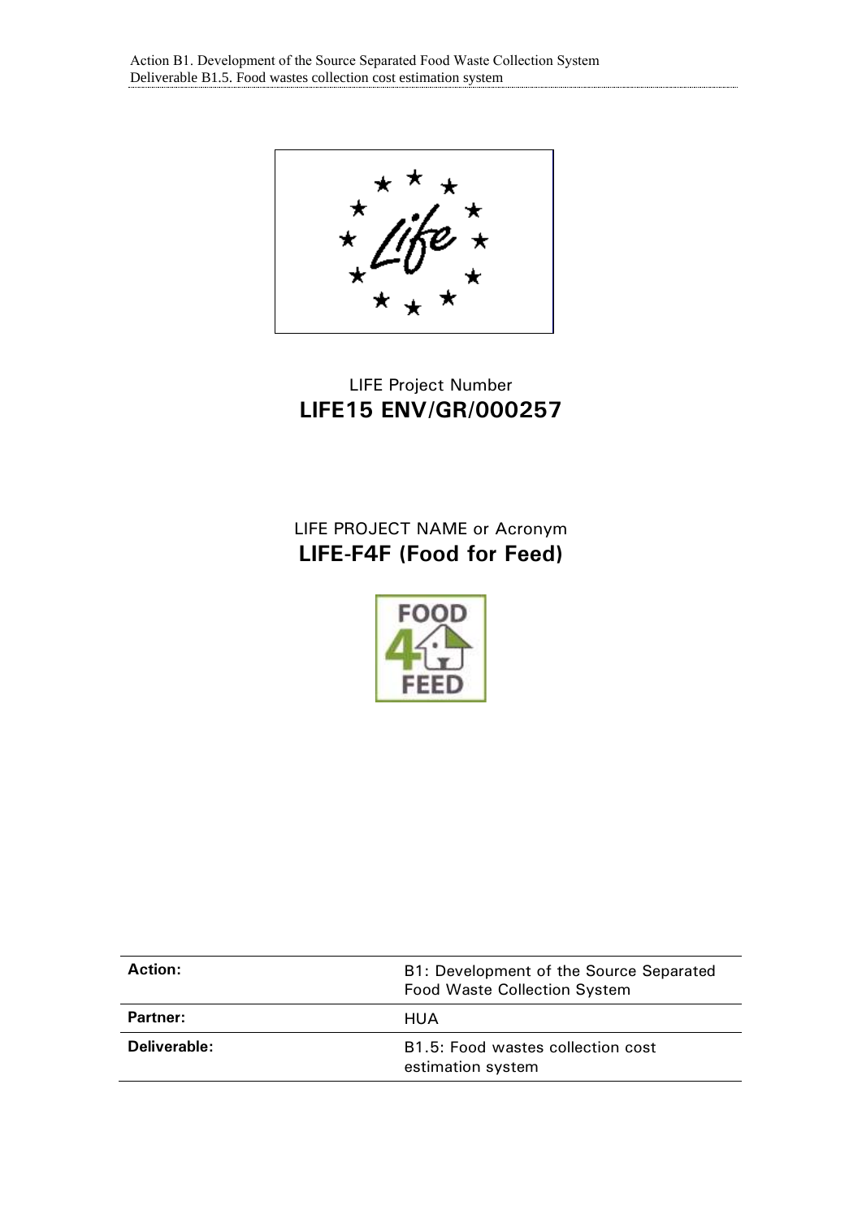LIFE Project Number

**LIFE15 ENV/GR/000257**

LIFE PROJECT NAME or Acronym

**LIFE-F4F (Food for Feed)**

| | |
|---|---|
| **Action:** | B1: Development of the Source Separated Food Waste Collection System |
| **Partner:** | HUA |
| **Deliverable:** | B1.5: Food wastes collection cost estimation system |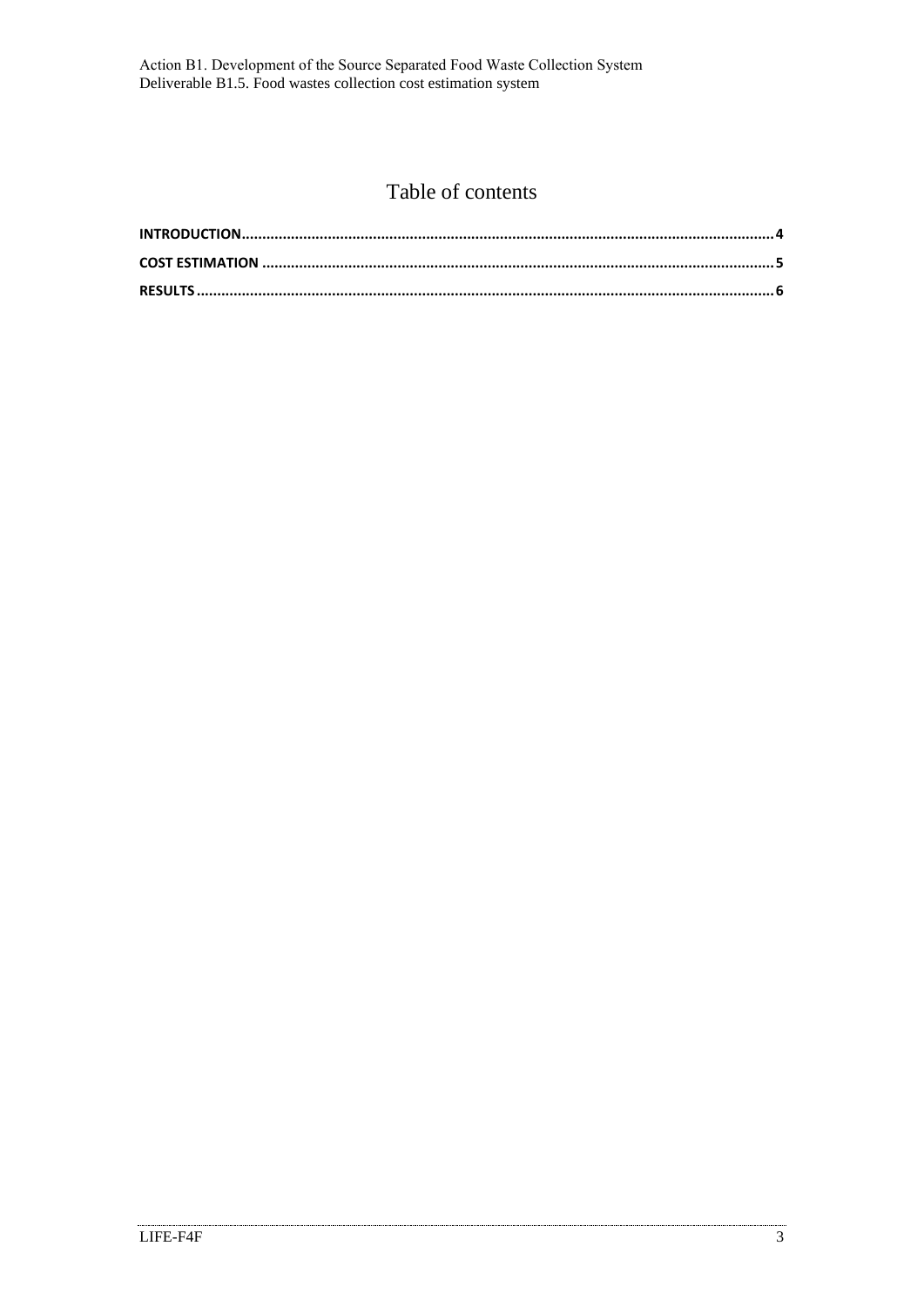# Table of contents

INTRODUCTION .......... 4

COST ESTIMATION .......... 5

RESULTS .......... 6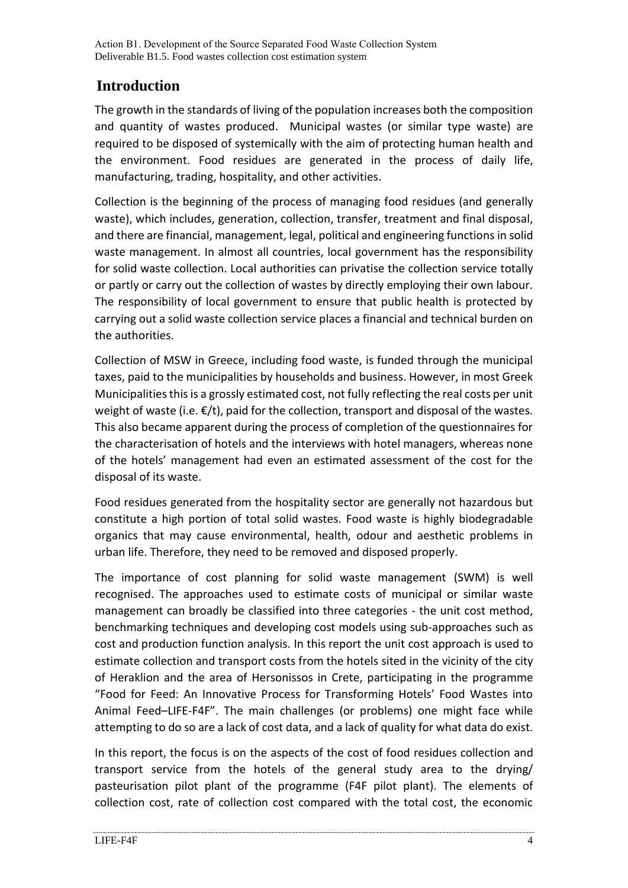# Introduction

The growth in the standards of living of the population increases both the composition and quantity of wastes produced. Municipal wastes (or similar type waste) are required to be disposed of systemically with the aim of protecting human health and the environment. Food residues are generated in the process of daily life, manufacturing, trading, hospitality, and other activities.

Collection is the beginning of the process of managing food residues (and generally waste), which includes, generation, collection, transfer, treatment and final disposal, and there are financial, management, legal, political and engineering functions in solid waste management. In almost all countries, local government has the responsibility for solid waste collection. Local authorities can privatise the collection service totally or partly or carry out the collection of wastes by directly employing their own labour. The responsibility of local government to ensure that public health is protected by carrying out a solid waste collection service places a financial and technical burden on the authorities.

Collection of MSW in Greece, including food waste, is funded through the municipal taxes, paid to the municipalities by households and business. However, in most Greek Municipalities this is a grossly estimated cost, not fully reflecting the real costs per unit weight of waste (i.e. €/t), paid for the collection, transport and disposal of the wastes. This also became apparent during the process of completion of the questionnaires for the characterisation of hotels and the interviews with hotel managers, whereas none of the hotels' management had even an estimated assessment of the cost for the disposal of its waste.

Food residues generated from the hospitality sector are generally not hazardous but constitute a high portion of total solid wastes. Food waste is highly biodegradable organics that may cause environmental, health, odour and aesthetic problems in urban life. Therefore, they need to be removed and disposed properly.

The importance of cost planning for solid waste management (SWM) is well recognised. The approaches used to estimate costs of municipal or similar waste management can broadly be classified into three categories - the unit cost method, benchmarking techniques and developing cost models using sub-approaches such as cost and production function analysis. In this report the unit cost approach is used to estimate collection and transport costs from the hotels sited in the vicinity of the city of Heraklion and the area of Hersonissos in Crete, participating in the programme "Food for Feed: An Innovative Process for Transforming Hotels' Food Wastes into Animal Feed–LIFE-F4F". The main challenges (or problems) one might face while attempting to do so are a lack of cost data, and a lack of quality for what data do exist.

In this report, the focus is on the aspects of the cost of food residues collection and transport service from the hotels of the general study area to the drying/ pasteurisation pilot plant of the programme (F4F pilot plant). The elements of collection cost, rate of collection cost compared with the total cost, the economic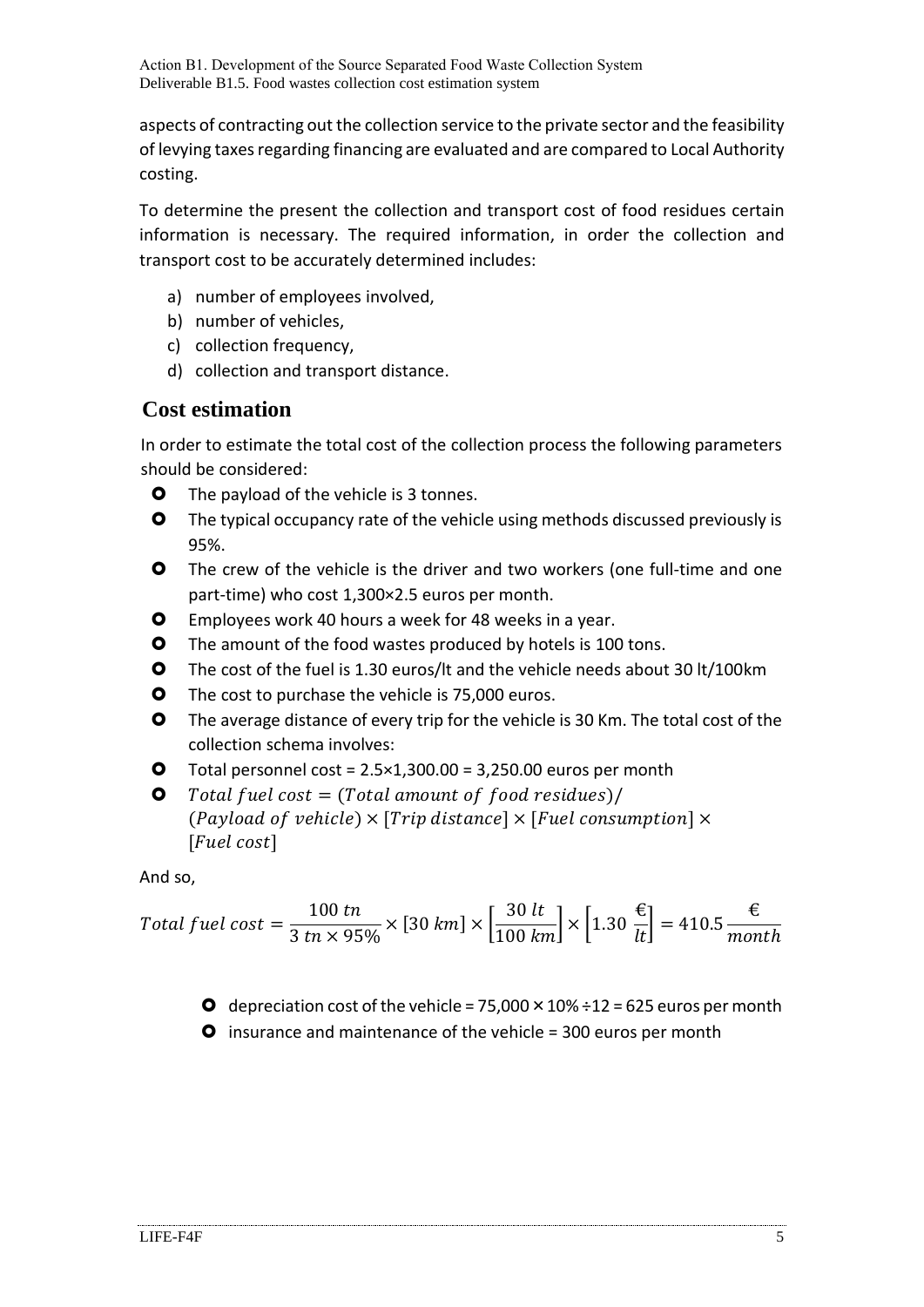aspects of contracting out the collection service to the private sector and the feasibility of levying taxes regarding financing are evaluated and are compared to Local Authority costing.

To determine the present the collection and transport cost of food residues certain information is necessary. The required information, in order the collection and transport cost to be accurately determined includes:

a) number of employees involved,
b) number of vehicles,
c) collection frequency,
d) collection and transport distance.

## Cost estimation

In order to estimate the total cost of the collection process the following parameters should be considered:

- The payload of the vehicle is 3 tonnes.
- The typical occupancy rate of the vehicle using methods discussed previously is 95%.
- The crew of the vehicle is the driver and two workers (one full-time and one part-time) who cost 1,300×2.5 euros per month.
- Employees work 40 hours a week for 48 weeks in a year.
- The amount of the food wastes produced by hotels is 100 tons.
- The cost of the fuel is 1.30 euros/lt and the vehicle needs about 30 lt/100km
- The cost to purchase the vehicle is 75,000 euros.
- The average distance of every trip for the vehicle is 30 Km. The total cost of the collection schema involves:
- Total personnel cost = 2.5×1,300.00 = 3,250.00 euros per month
- $Total\ fuel\ cost = (Total\ amount\ of\ food\ residues) / (Payload\ of\ vehicle) \times [Trip\ distance] \times [Fuel\ consumption] \times [Fuel\ cost]$

And so,

$$Total\ fuel\ cost = \frac{100\ tn}{3\ tn \times 95\%} \times [30\ km] \times \left[\frac{30\ lt}{100\ km}\right] \times \left[1.30\ \frac{€}{lt}\right] = 410.5\ \frac{€}{month}$$

- depreciation cost of the vehicle = 75,000 × 10% ÷12 = 625 euros per month
- insurance and maintenance of the vehicle = 300 euros per month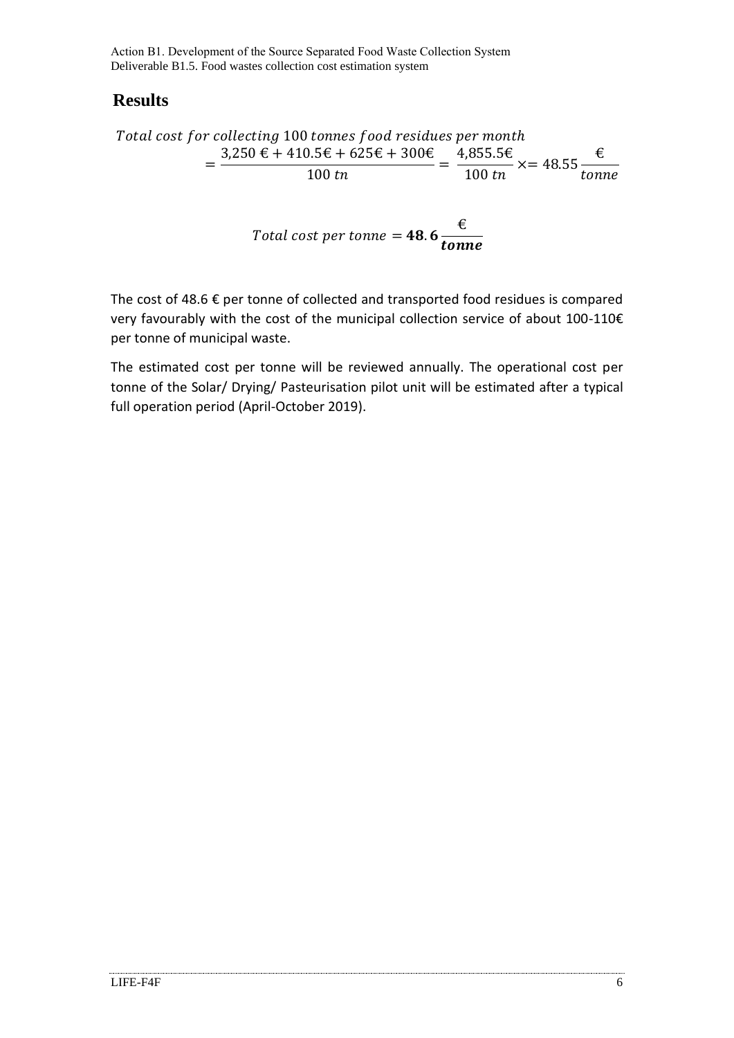## Results

$$Total\ cost\ for\ collecting\ 100\ tonnes\ food\ residues\ per\ month = \frac{3{,}250\ € + 410.5€ + 625€ + 300€}{100\ tn} = \frac{4{,}855.5€}{100\ tn} \times = 48.55\,\frac{€}{tonne}$$

$$Total\ cost\ per\ tonne = \mathbf{48.6}\,\frac{€}{\boldsymbol{tonne}}$$

The cost of 48.6 € per tonne of collected and transported food residues is compared very favourably with the cost of the municipal collection service of about 100-110€ per tonne of municipal waste.

The estimated cost per tonne will be reviewed annually. The operational cost per tonne of the Solar/ Drying/ Pasteurisation pilot unit will be estimated after a typical full operation period (April-October 2019).